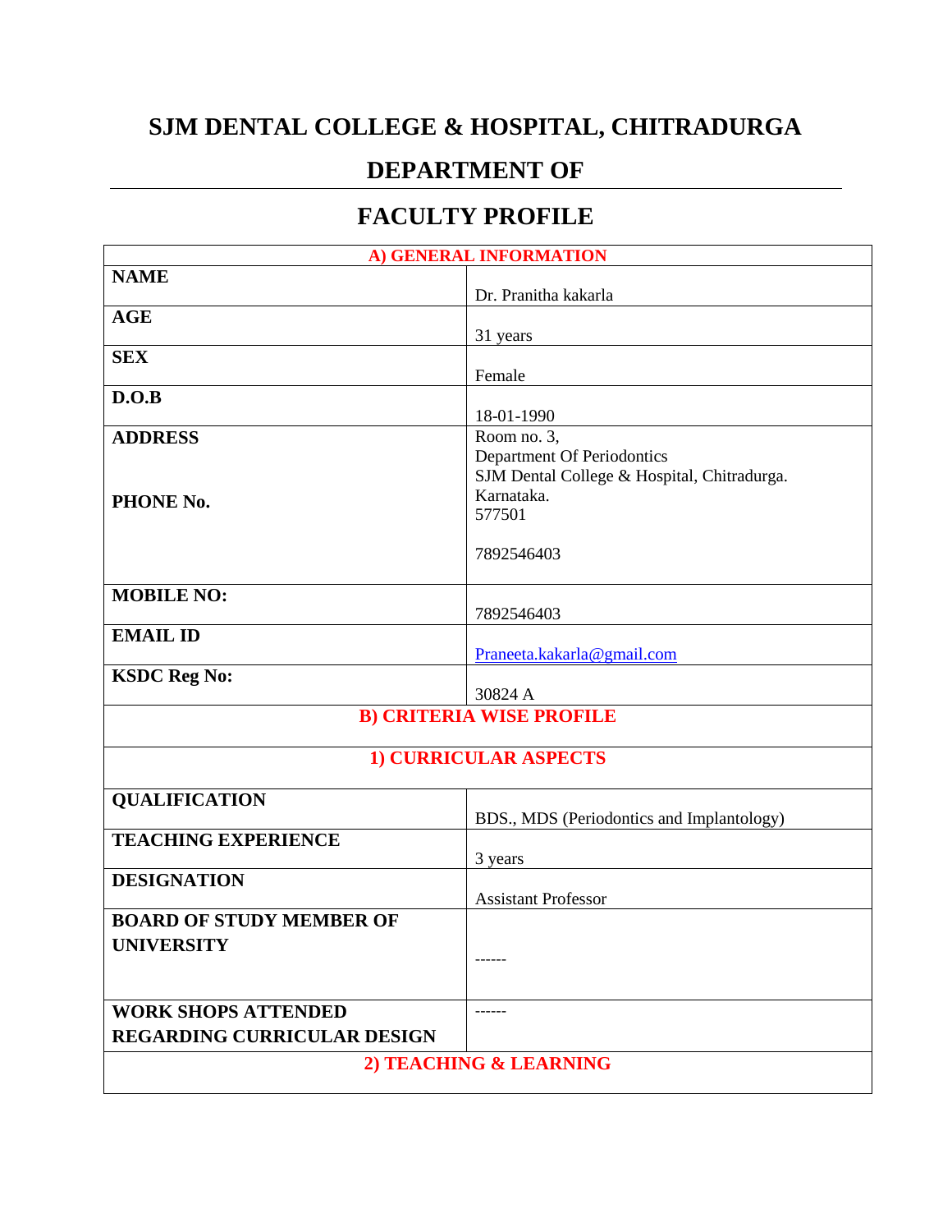# SJM DENTAL COLLEGE & HOSPITAL, CHITRADURGA

## DEPARTMENT OF

## FACULTY PROFILE

| A) GENERAL INFORMATION | |
|---|---|
| **NAME** | Dr. Pranitha kakarla |
| **AGE** | 31 years |
| **SEX** | Female |
| **D.O.B** | 18-01-1990 |
| **ADDRESS**<br><br>**PHONE No.** | Room no. 3,<br>Department Of Periodontics<br>SJM Dental College & Hospital, Chitradurga.<br>Karnataka.<br>577501<br><br>7892546403 |
| **MOBILE NO:** | 7892546403 |
| **EMAIL ID** | Praneeta.kakarla@gmail.com |
| **KSDC Reg No:** | 30824 A |
| **B) CRITERIA WISE PROFILE** | |
| **1) CURRICULAR ASPECTS** | |
| **QUALIFICATION** | BDS., MDS (Periodontics and Implantology) |
| **TEACHING EXPERIENCE** | 3 years |
| **DESIGNATION** | Assistant Professor |
| **BOARD OF STUDY MEMBER OF UNIVERSITY** | ------ |
| **WORK SHOPS ATTENDED REGARDING CURRICULAR DESIGN** | ------ |
| **2) TEACHING & LEARNING** | |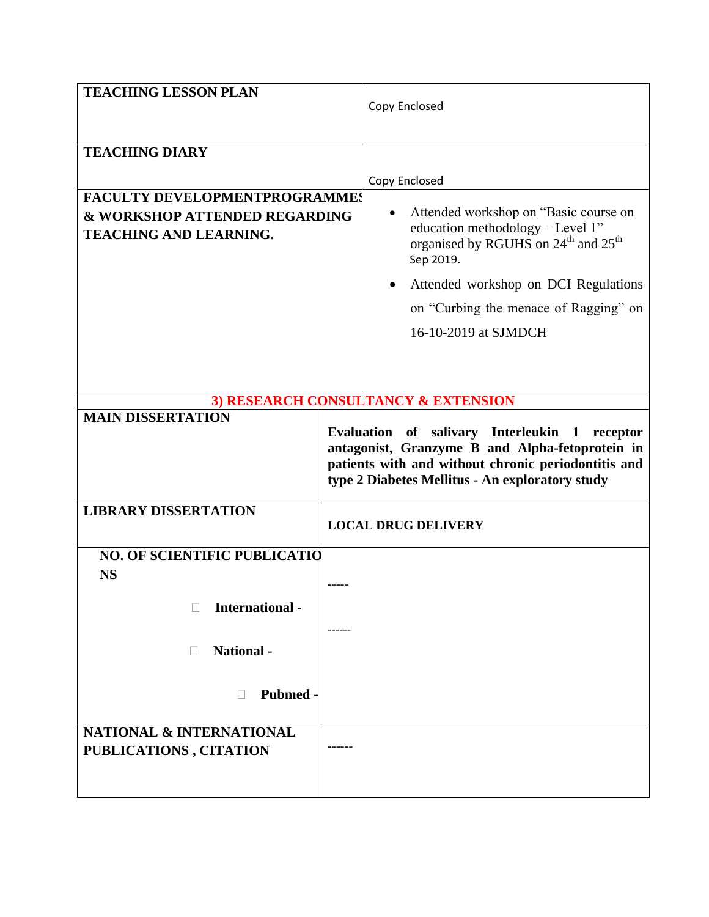| TEACHING LESSON PLAN | Copy Enclosed |
|---|---|
| TEACHING DIARY | Copy Enclosed |
| FACULTY DEVELOPMENTPROGRAMMES & WORKSHOP ATTENDED REGARDING TEACHING AND LEARNING. | • Attended workshop on "Basic course on education methodology – Level 1" organised by RGUHS on 24th and 25th Sep 2019. <br> • Attended workshop on DCI Regulations on "Curbing the menace of Ragging" on 16-10-2019 at SJMDCH |

**3) RESEARCH CONSULTANCY & EXTENSION**

| MAIN DISSERTATION | **Evaluation of salivary Interleukin 1 receptor antagonist, Granzyme B and Alpha-fetoprotein in patients with and without chronic periodontitis and type 2 Diabetes Mellitus - An exploratory study** |
|---|---|
| LIBRARY DISSERTATION | **LOCAL DRUG DELIVERY** |
| NO. OF SCIENTIFIC PUBLICATIONS <br> International - <br> National - <br> Pubmed - | ----- <br> ------ |
| NATIONAL & INTERNATIONAL PUBLICATIONS , CITATION | ------ |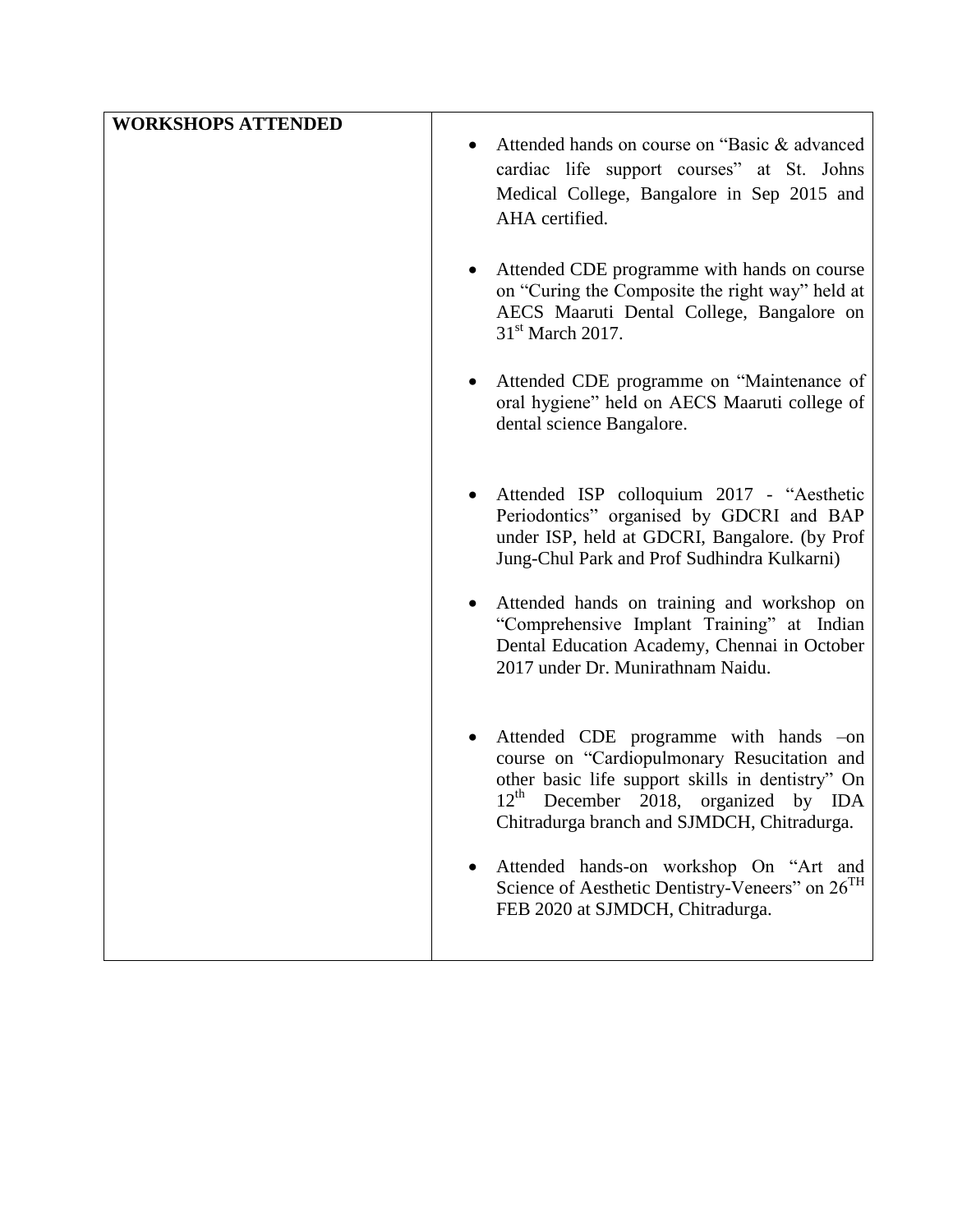| WORKSHOPS ATTENDED | |
|---|---|
| | • Attended hands on course on "Basic & advanced cardiac life support courses" at St. Johns Medical College, Bangalore in Sep 2015 and AHA certified.<br><br>• Attended CDE programme with hands on course on "Curing the Composite the right way" held at AECS Maaruti Dental College, Bangalore on 31st March 2017.<br><br>• Attended CDE programme on "Maintenance of oral hygiene" held on AECS Maaruti college of dental science Bangalore.<br><br>• Attended ISP colloquium 2017 - "Aesthetic Periodontics" organised by GDCRI and BAP under ISP, held at GDCRI, Bangalore. (by Prof Jung-Chul Park and Prof Sudhindra Kulkarni)<br><br>• Attended hands on training and workshop on "Comprehensive Implant Training" at Indian Dental Education Academy, Chennai in October 2017 under Dr. Munirathnam Naidu.<br><br>• Attended CDE programme with hands –on course on "Cardiopulmonary Resucitation and other basic life support skills in dentistry" On 12th December 2018, organized by IDA Chitradurga branch and SJMDCH, Chitradurga.<br><br>• Attended hands-on workshop On "Art and Science of Aesthetic Dentistry-Veneers" on 26TH FEB 2020 at SJMDCH, Chitradurga. |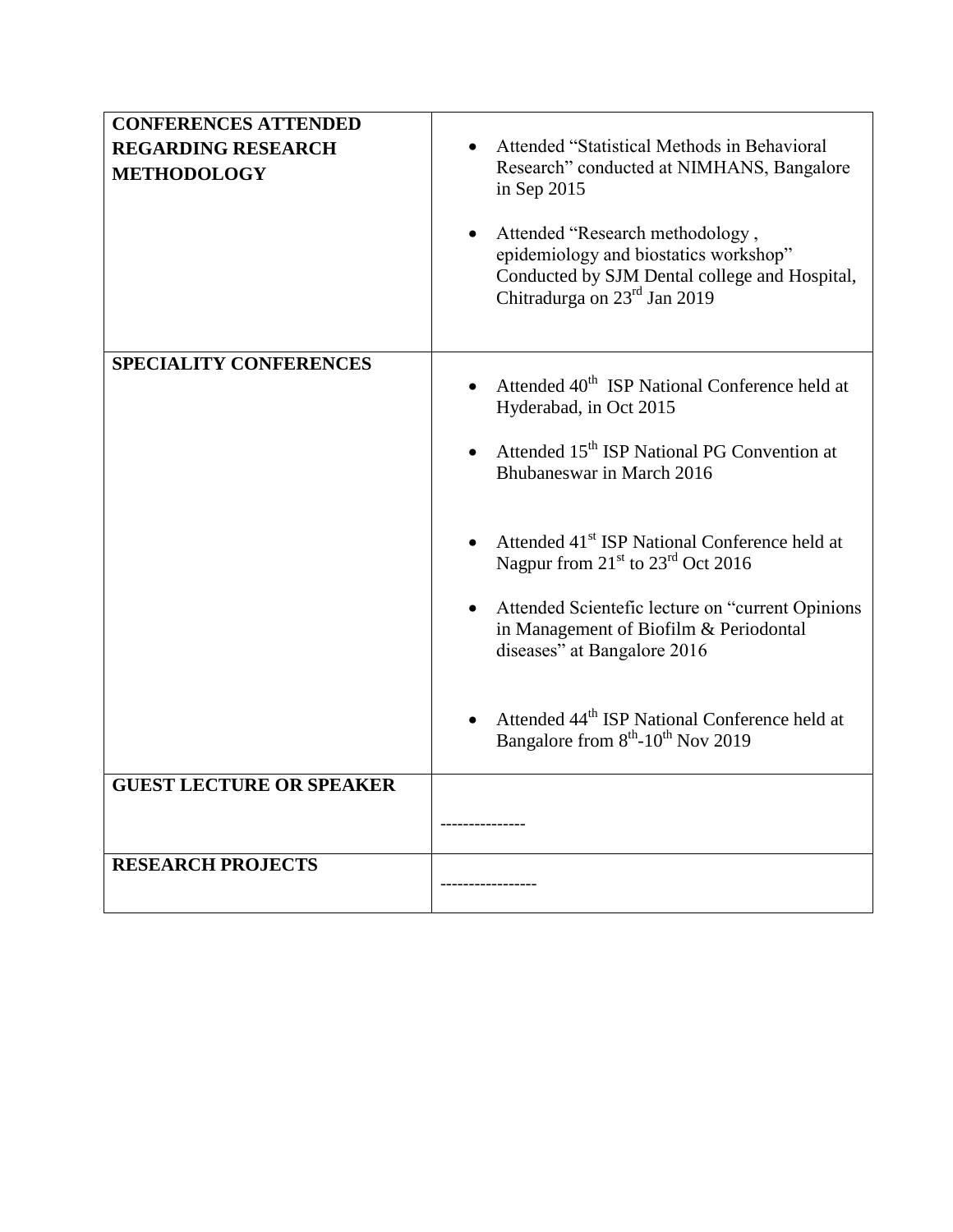| | |
|---|---|
| **CONFERENCES ATTENDED REGARDING RESEARCH METHODOLOGY** | • Attended "Statistical Methods in Behavioral Research" conducted at NIMHANS, Bangalore in Sep 2015<br>• Attended "Research methodology , epidemiology and biostatics workshop" Conducted by SJM Dental college and Hospital, Chitradurga on 23rd Jan 2019 |
| **SPECIALITY CONFERENCES** | • Attended 40th ISP National Conference held at Hyderabad, in Oct 2015<br>• Attended 15th ISP National PG Convention at Bhubaneswar in March 2016<br>• Attended 41st ISP National Conference held at Nagpur from 21st to 23rd Oct 2016<br>• Attended Scientefic lecture on "current Opinions in Management of Biofilm & Periodontal diseases" at Bangalore 2016<br>• Attended 44th ISP National Conference held at Bangalore from 8th-10th Nov 2019 |
| **GUEST LECTURE OR SPEAKER** | --------------- |
| **RESEARCH PROJECTS** | ----------------- |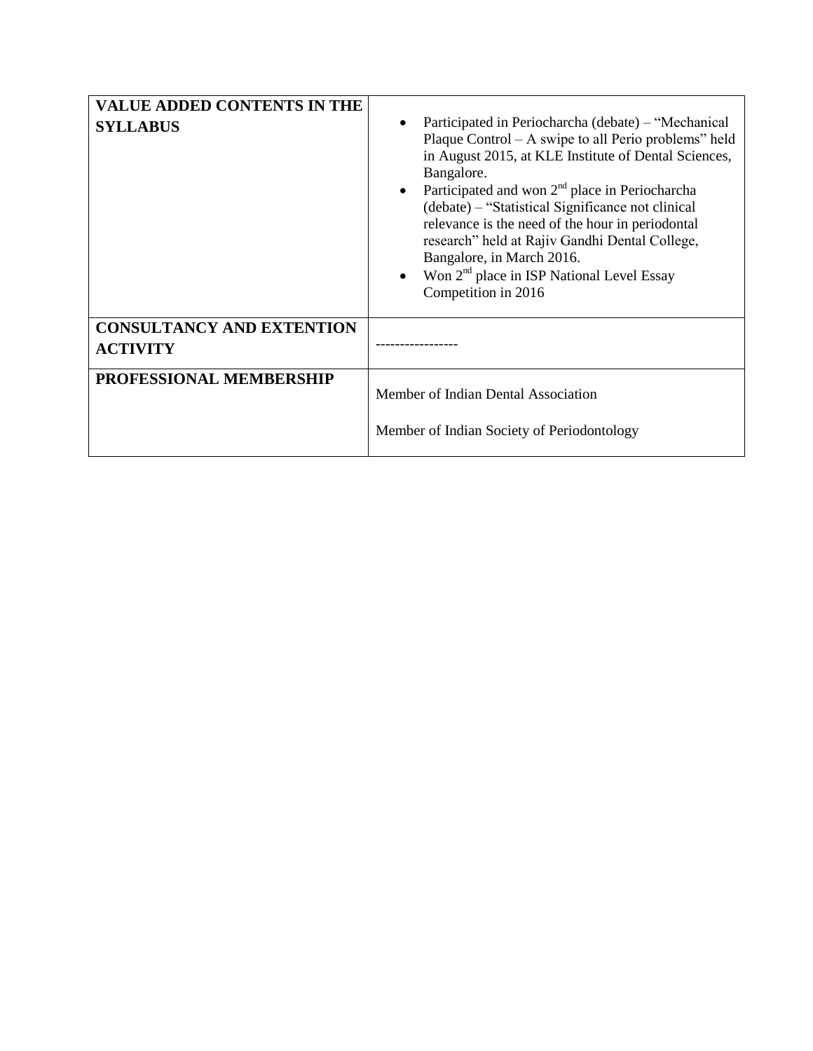| | |
|---|---|
| **VALUE ADDED CONTENTS IN THE SYLLABUS** | • Participated in Periocharcha (debate) – "Mechanical Plaque Control – A swipe to all Perio problems" held in August 2015, at KLE Institute of Dental Sciences, Bangalore.<br>• Participated and won 2nd place in Periocharcha (debate) – "Statistical Significance not clinical relevance is the need of the hour in periodontal research" held at Rajiv Gandhi Dental College, Bangalore, in March 2016.<br>• Won 2nd place in ISP National Level Essay Competition in 2016 |
| **CONSULTANCY AND EXTENTION ACTIVITY** | ----------------- |
| **PROFESSIONAL MEMBERSHIP** | Member of Indian Dental Association<br><br>Member of Indian Society of Periodontology |